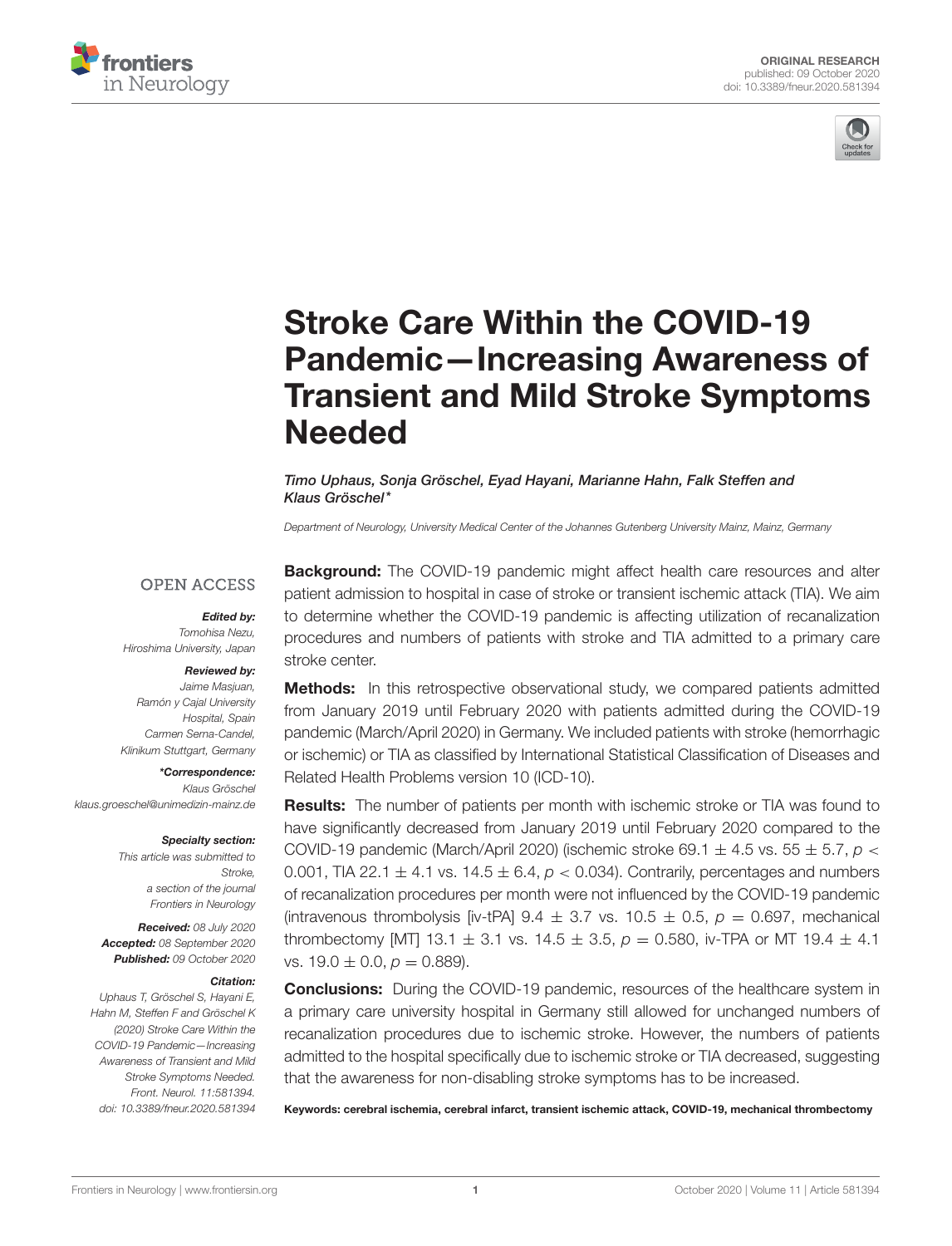ORIGINAL RESEARCH
published: 09 October 2020
doi: 10.3389/fneur.2020.581394

# Stroke Care Within the COVID-19 Pandemic—Increasing Awareness of Transient and Mild Stroke Symptoms Needed

*Timo Uphaus, Sonja Gröschel, Eyad Hayani, Marianne Hahn, Falk Steffen and Klaus Gröschel**

*Department of Neurology, University Medical Center of the Johannes Gutenberg University Mainz, Mainz, Germany*

OPEN ACCESS

***Edited by:***
Tomohisa Nezu,
Hiroshima University, Japan

***Reviewed by:***
Jaime Masjuan,
Ramón y Cajal University Hospital, Spain
Carmen Serna-Candel,
Klinikum Stuttgart, Germany

***\*Correspondence:***
Klaus Gröschel
klaus.groeschel@unimedizin-mainz.de

***Specialty section:***
This article was submitted to Stroke,
a section of the journal
Frontiers in Neurology

***Received:*** 08 July 2020
***Accepted:*** 08 September 2020
***Published:*** 09 October 2020

***Citation:***
Uphaus T, Gröschel S, Hayani E, Hahn M, Steffen F and Gröschel K (2020) Stroke Care Within the COVID-19 Pandemic—Increasing Awareness of Transient and Mild Stroke Symptoms Needed. Front. Neurol. 11:581394. doi: 10.3389/fneur.2020.581394

**Background:** The COVID-19 pandemic might affect health care resources and alter patient admission to hospital in case of stroke or transient ischemic attack (TIA). We aim to determine whether the COVID-19 pandemic is affecting utilization of recanalization procedures and numbers of patients with stroke and TIA admitted to a primary care stroke center.

**Methods:** In this retrospective observational study, we compared patients admitted from January 2019 until February 2020 with patients admitted during the COVID-19 pandemic (March/April 2020) in Germany. We included patients with stroke (hemorrhagic or ischemic) or TIA as classified by International Statistical Classification of Diseases and Related Health Problems version 10 (ICD-10).

**Results:** The number of patients per month with ischemic stroke or TIA was found to have significantly decreased from January 2019 until February 2020 compared to the COVID-19 pandemic (March/April 2020) (ischemic stroke $69.1 \pm 4.5$ vs. $55 \pm 5.7$, $p < 0.001$, TIA $22.1 \pm 4.1$ vs. $14.5 \pm 6.4$, $p < 0.034$). Contrarily, percentages and numbers of recanalization procedures per month were not influenced by the COVID-19 pandemic (intravenous thrombolysis [iv-tPA] $9.4 \pm 3.7$ vs. $10.5 \pm 0.5$, $p = 0.697$, mechanical thrombectomy [MT] $13.1 \pm 3.1$ vs. $14.5 \pm 3.5$, $p = 0.580$, iv-TPA or MT $19.4 \pm 4.1$ vs. $19.0 \pm 0.0$, $p = 0.889$).

**Conclusions:** During the COVID-19 pandemic, resources of the healthcare system in a primary care university hospital in Germany still allowed for unchanged numbers of recanalization procedures due to ischemic stroke. However, the numbers of patients admitted to the hospital specifically due to ischemic stroke or TIA decreased, suggesting that the awareness for non-disabling stroke symptoms has to be increased.

**Keywords: cerebral ischemia, cerebral infarct, transient ischemic attack, COVID-19, mechanical thrombectomy**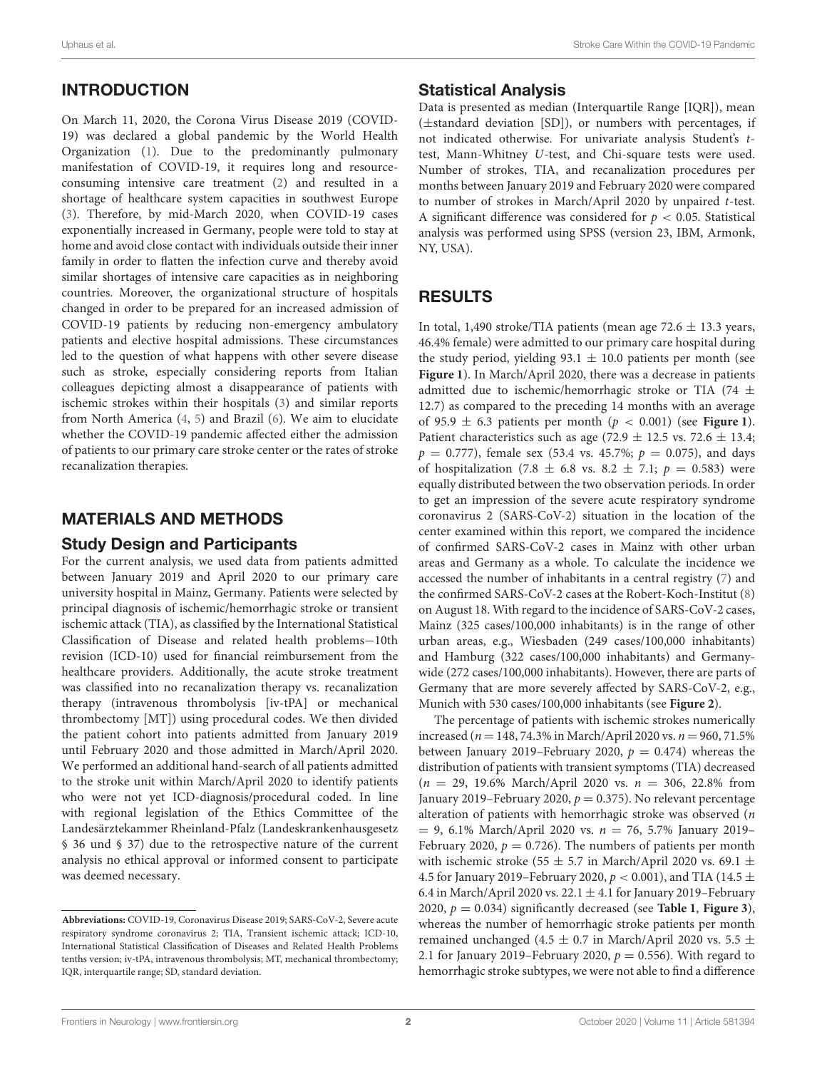## INTRODUCTION

On March 11, 2020, the Corona Virus Disease 2019 (COVID-19) was declared a global pandemic by the World Health Organization (1). Due to the predominantly pulmonary manifestation of COVID-19, it requires long and resource-consuming intensive care treatment (2) and resulted in a shortage of healthcare system capacities in southwest Europe (3). Therefore, by mid-March 2020, when COVID-19 cases exponentially increased in Germany, people were told to stay at home and avoid close contact with individuals outside their inner family in order to flatten the infection curve and thereby avoid similar shortages of intensive care capacities as in neighboring countries. Moreover, the organizational structure of hospitals changed in order to be prepared for an increased admission of COVID-19 patients by reducing non-emergency ambulatory patients and elective hospital admissions. These circumstances led to the question of what happens with other severe disease such as stroke, especially considering reports from Italian colleagues depicting almost a disappearance of patients with ischemic strokes within their hospitals (3) and similar reports from North America (4, 5) and Brazil (6). We aim to elucidate whether the COVID-19 pandemic affected either the admission of patients to our primary care stroke center or the rates of stroke recanalization therapies.

## MATERIALS AND METHODS

### Study Design and Participants

For the current analysis, we used data from patients admitted between January 2019 and April 2020 to our primary care university hospital in Mainz, Germany. Patients were selected by principal diagnosis of ischemic/hemorrhagic stroke or transient ischemic attack (TIA), as classified by the International Statistical Classification of Disease and related health problems—10th revision (ICD-10) used for financial reimbursement from the healthcare providers. Additionally, the acute stroke treatment was classified into no recanalization therapy vs. recanalization therapy (intravenous thrombolysis [iv-tPA] or mechanical thrombectomy [MT]) using procedural codes. We then divided the patient cohort into patients admitted from January 2019 until February 2020 and those admitted in March/April 2020. We performed an additional hand-search of all patients admitted to the stroke unit within March/April 2020 to identify patients who were not yet ICD-diagnosis/procedural coded. In line with regional legislation of the Ethics Committee of the Landesärztekammer Rheinland-Pfalz (Landeskrankenhausgesetz § 36 und § 37) due to the retrospective nature of the current analysis no ethical approval or informed consent to participate was deemed necessary.

### Statistical Analysis

Data is presented as median (Interquartile Range [IQR]), mean (±standard deviation [SD]), or numbers with percentages, if not indicated otherwise. For univariate analysis Student's *t*-test, Mann-Whitney *U*-test, and Chi-square tests were used. Number of strokes, TIA, and recanalization procedures per months between January 2019 and February 2020 were compared to number of strokes in March/April 2020 by unpaired *t*-test. A significant difference was considered for $p < 0.05$. Statistical analysis was performed using SPSS (version 23, IBM, Armonk, NY, USA).

## RESULTS

In total, 1,490 stroke/TIA patients (mean age 72.6 ± 13.3 years, 46.4% female) were admitted to our primary care hospital during the study period, yielding 93.1 ± 10.0 patients per month (see **Figure 1**). In March/April 2020, there was a decrease in patients admitted due to ischemic/hemorrhagic stroke or TIA (74 ± 12.7) as compared to the preceding 14 months with an average of 95.9 ± 6.3 patients per month ($p < 0.001$) (see **Figure 1**). Patient characteristics such as age (72.9 ± 12.5 vs. 72.6 ± 13.4; $p = 0.777$), female sex (53.4 vs. 45.7%; $p = 0.075$), and days of hospitalization (7.8 ± 6.8 vs. 8.2 ± 7.1; $p = 0.583$) were equally distributed between the two observation periods. In order to get an impression of the severe acute respiratory syndrome coronavirus 2 (SARS-CoV-2) situation in the location of the center examined within this report, we compared the incidence of confirmed SARS-CoV-2 cases in Mainz with other urban areas and Germany as a whole. To calculate the incidence we accessed the number of inhabitants in a central registry (7) and the confirmed SARS-CoV-2 cases at the Robert-Koch-Institut (8) on August 18. With regard to the incidence of SARS-CoV-2 cases, Mainz (325 cases/100,000 inhabitants) is in the range of other urban areas, e.g., Wiesbaden (249 cases/100,000 inhabitants) and Hamburg (322 cases/100,000 inhabitants) and Germany-wide (272 cases/100,000 inhabitants). However, there are parts of Germany that are more severely affected by SARS-CoV-2, e.g., Munich with 530 cases/100,000 inhabitants (see **Figure 2**).

The percentage of patients with ischemic strokes numerically increased ($n = 148$, 74.3% in March/April 2020 vs. $n = 960$, 71.5% between January 2019–February 2020, $p = 0.474$) whereas the distribution of patients with transient symptoms (TIA) decreased ($n = 29$, 19.6% March/April 2020 vs. $n = 306$, 22.8% from January 2019–February 2020, $p = 0.375$). No relevant percentage alteration of patients with hemorrhagic stroke was observed ($n = 9$, 6.1% March/April 2020 vs. $n = 76$, 5.7% January 2019–February 2020, $p = 0.726$). The numbers of patients per month with ischemic stroke (55 ± 5.7 in March/April 2020 vs. 69.1 ± 4.5 for January 2019–February 2020, $p < 0.001$), and TIA (14.5 ± 6.4 in March/April 2020 vs. 22.1 ± 4.1 for January 2019–February 2020, $p = 0.034$) significantly decreased (see **Table 1**, **Figure 3**), whereas the number of hemorrhagic stroke patients per month remained unchanged (4.5 ± 0.7 in March/April 2020 vs. 5.5 ± 2.1 for January 2019–February 2020, $p = 0.556$). With regard to hemorrhagic stroke subtypes, we were not able to find a difference

**Abbreviations:** COVID-19, Coronavirus Disease 2019; SARS-CoV-2, Severe acute respiratory syndrome coronavirus 2; TIA, Transient ischemic attack; ICD-10, International Statistical Classification of Diseases and Related Health Problems tenths version; iv-tPA, intravenous thrombolysis; MT, mechanical thrombectomy; IQR, interquartile range; SD, standard deviation.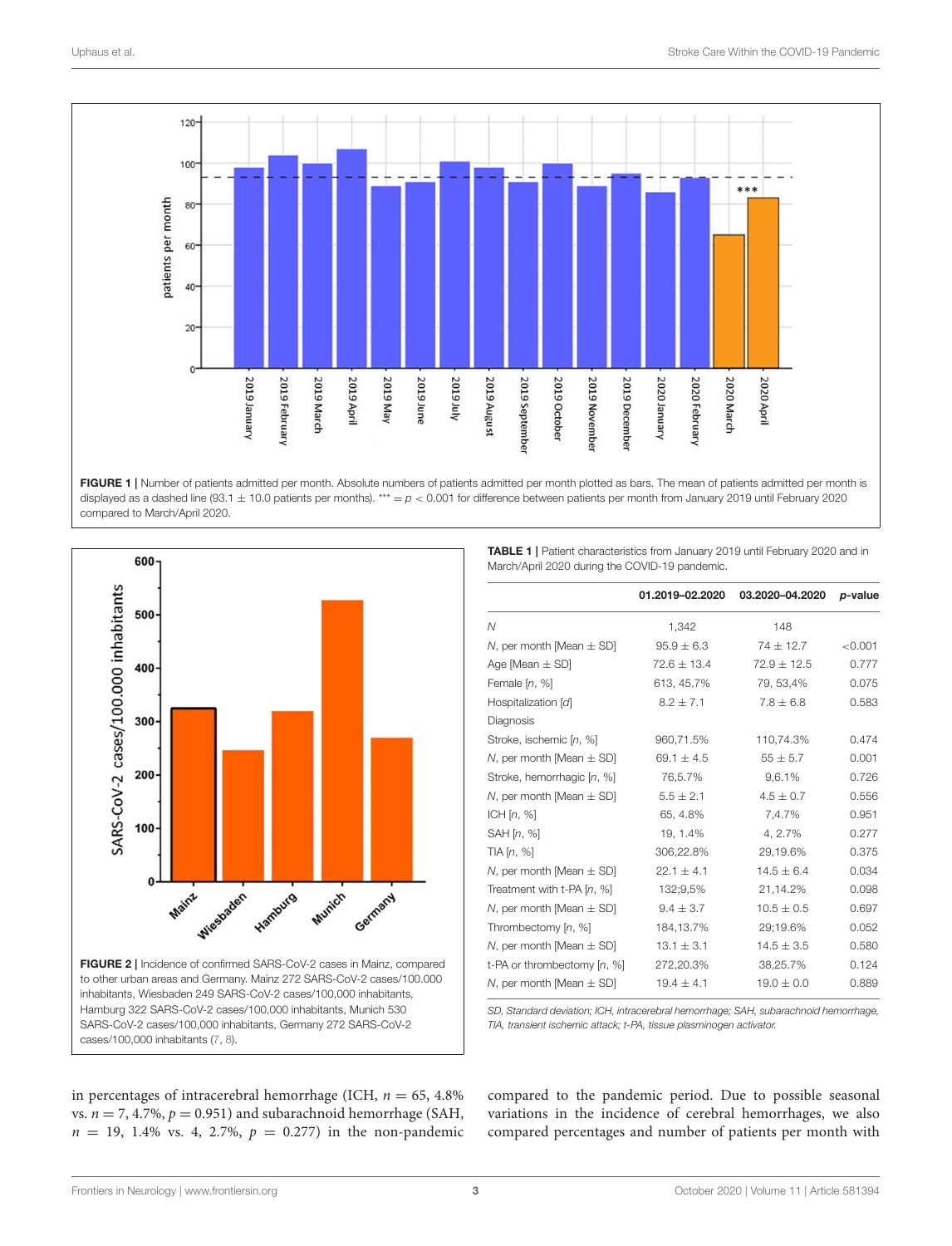120
100
80
60
40
20
0

patients per month

***

2019 January
2019 February
2019 March
2019 April
2019 May
2019 June
2019 July
2019 August
2019 September
2019 October
2019 November
2019 December
2020 January
2020 February
2020 March
2020 April

**FIGURE 1 |** Number of patients admitted per month. Absolute numbers of patients admitted per month plotted as bars. The mean of patients admitted per month is displayed as a dashed line (93.1 ± 10.0 patients per months). *** = $p < 0.001$ for difference between patients per month from January 2019 until February 2020 compared to March/April 2020.

600
500
400
300
200
100
0

SARS-CoV-2 cases/100.000 inhabitants

Mainz
Wiesbaden
Hamburg
Munich
Germany

**FIGURE 2 |** Incidence of confirmed SARS-CoV-2 cases in Mainz, compared to other urban areas and Germany. Mainz 272 SARS-CoV-2 cases/100.000 inhabitants, Wiesbaden 249 SARS-CoV-2 cases/100,000 inhabitants, Hamburg 322 SARS-CoV-2 cases/100,000 inhabitants, Munich 530 SARS-CoV-2 cases/100,000 inhabitants, Germany 272 SARS-CoV-2 cases/100,000 inhabitants (7, 8).

**TABLE 1 |** Patient characteristics from January 2019 until February 2020 and in March/April 2020 during the COVID-19 pandemic.

| | 01.2019–02.2020 | 03.2020–04.2020 | *p*-value |
|---|---|---|---|
| *N* | 1,342 | 148 | |
| *N*, per month [Mean ± SD] | 95.9 ± 6.3 | 74 ± 12.7 | <0.001 |
| Age [Mean ± SD] | 72.6 ± 13.4 | 72.9 ± 12.5 | 0.777 |
| Female [*n*, %] | 613, 45,7% | 79, 53,4% | 0.075 |
| Hospitalization [*d*] | 8.2 ± 7.1 | 7.8 ± 6.8 | 0.583 |
| Diagnosis | | | |
| Stroke, ischemic [*n*, %] | 960,71.5% | 110,74.3% | 0.474 |
| *N*, per month [Mean ± SD] | 69.1 ± 4.5 | 55 ± 5.7 | 0.001 |
| Stroke, hemorrhagic [*n*, %] | 76,5.7% | 9,6.1% | 0.726 |
| *N*, per month [Mean ± SD] | 5.5 ± 2.1 | 4.5 ± 0.7 | 0.556 |
| ICH [*n*, %] | 65, 4.8% | 7,4.7% | 0.951 |
| SAH [*n*, %] | 19, 1.4% | 4, 2.7% | 0.277 |
| TIA [*n*, %] | 306,22.8% | 29,19.6% | 0.375 |
| *N*, per month [Mean ± SD] | 22.1 ± 4.1 | 14.5 ± 6.4 | 0.034 |
| Treatment with t-PA [*n*, %] | 132;9,5% | 21,14.2% | 0.098 |
| *N*, per month [Mean ± SD] | 9.4 ± 3.7 | 10.5 ± 0.5 | 0.697 |
| Thrombectomy [*n*, %] | 184,13.7% | 29;19.6% | 0.052 |
| *N*, per month [Mean ± SD] | 13.1 ± 3.1 | 14.5 ± 3.5 | 0.580 |
| t-PA or thrombectomy [*n*, %] | 272,20.3% | 38,25.7% | 0.124 |
| *N*, per month [Mean ± SD] | 19.4 ± 4.1 | 19.0 ± 0.0 | 0.889 |

*SD, Standard deviation; ICH, intracerebral hemorrhage; SAH, subarachnoid hemorrhage, TIA, transient ischemic attack; t-PA, tissue plasminogen activator.*

in percentages of intracerebral hemorrhage (ICH, $n = 65$, 4.8% vs. $n = 7$, 4.7%, $p = 0.951$) and subarachnoid hemorrhage (SAH, $n = 19$, 1.4% vs. 4, 2.7%, $p = 0.277$) in the non-pandemic compared to the pandemic period. Due to possible seasonal variations in the incidence of cerebral hemorrhages, we also compared percentages and number of patients per month with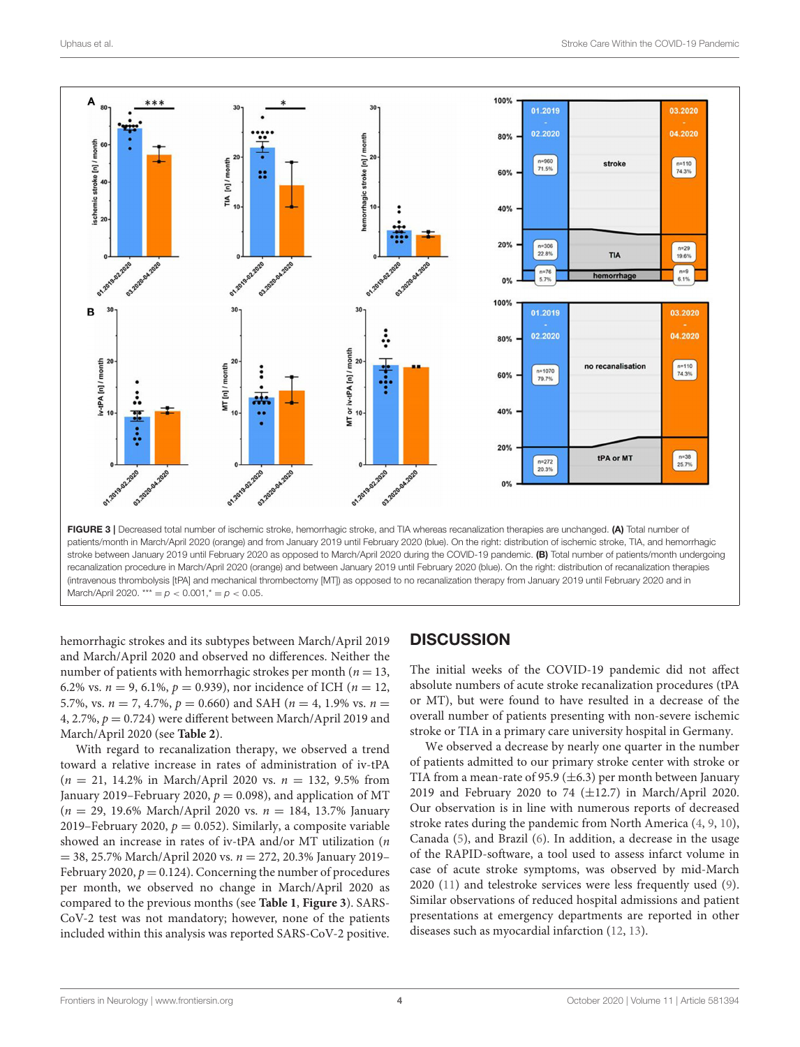A

80

60

40

20

0

ischemic stroke [n] / month

***

01.2019-02.2020

03.2020-04.2020

30

20

10

0

TIA [n] / month

*

01.2019-02.2020

03.2020-04.2020

30

20

10

0

hemorrhagic stroke [n] / month

01.2019-02.2020

03.2020-04.2020

100%

80%

60%

40%

20%

0%

01.2019 - 02.2020

03.2020 - 04.2020

n=960 71.5%

stroke

n=110 74.3%

n=306 22.8%

TIA

n=29 19.6%

n=76 5.7%

hemorrhage

n=9 6.1%

B

30

20

10

0

iv-tPA [n] / month

01.2019-02.2020

03.2020-04.2020

30

20

10

0

MT [n] / month

01.2019-02.2020

03.2020-04.2020

30

20

10

0

MT or iv-tPA [n] / month

01.2019-02.2020

03.2020-04.2020

100%

80%

60%

40%

20%

0%

01.2019 - 02.2020

03.2020 - 04.2020

n=1070 79.7%

no recanalisation

n=110 74.3%

n=272 20.3%

tPA or MT

n=38 25.7%

**FIGURE 3 |** Decreased total number of ischemic stroke, hemorrhagic stroke, and TIA whereas recanalization therapies are unchanged. **(A)** Total number of patients/month in March/April 2020 (orange) and from January 2019 until February 2020 (blue). On the right: distribution of ischemic stroke, TIA, and hemorrhagic stroke between January 2019 until February 2020 as opposed to March/April 2020 during the COVID-19 pandemic. **(B)** Total number of patients/month undergoing recanalization procedure in March/April 2020 (orange) and between January 2019 until February 2020 (blue). On the right: distribution of recanalization therapies (intravenous thrombolysis [tPA] and mechanical thrombectomy [MT]) as opposed to no recanalization therapy from January 2019 until February 2020 and in March/April 2020. *** = $p < 0.001$,* = $p < 0.05$.

hemorrhagic strokes and its subtypes between March/April 2019 and March/April 2020 and observed no differences. Neither the number of patients with hemorrhagic strokes per month ($n = 13$, 6.2% vs. $n = 9$, 6.1%, $p = 0.939$), nor incidence of ICH ($n = 12$, 5.7%, vs. $n = 7$, 4.7%, $p = 0.660$) and SAH ($n = 4$, 1.9% vs. $n = 4$, 2.7%, $p = 0.724$) were different between March/April 2019 and March/April 2020 (see **Table 2**).

With regard to recanalization therapy, we observed a trend toward a relative increase in rates of administration of iv-tPA ($n = 21$, 14.2% in March/April 2020 vs. $n = 132$, 9.5% from January 2019–February 2020, $p = 0.098$), and application of MT ($n = 29$, 19.6% March/April 2020 vs. $n = 184$, 13.7% January 2019–February 2020, $p = 0.052$). Similarly, a composite variable showed an increase in rates of iv-tPA and/or MT utilization ($n = 38$, 25.7% March/April 2020 vs. $n = 272$, 20.3% January 2019–February 2020, $p = 0.124$). Concerning the number of procedures per month, we observed no change in March/April 2020 as compared to the previous months (see **Table 1**, **Figure 3**). SARS-CoV-2 test was not mandatory; however, none of the patients included within this analysis was reported SARS-CoV-2 positive.

## DISCUSSION

The initial weeks of the COVID-19 pandemic did not affect absolute numbers of acute stroke recanalization procedures (tPA or MT), but were found to have resulted in a decrease of the overall number of patients presenting with non-severe ischemic stroke or TIA in a primary care university hospital in Germany.

We observed a decrease by nearly one quarter in the number of patients admitted to our primary stroke center with stroke or TIA from a mean-rate of 95.9 (±6.3) per month between January 2019 and February 2020 to 74 (±12.7) in March/April 2020. Our observation is in line with numerous reports of decreased stroke rates during the pandemic from North America (4, 9, 10), Canada (5), and Brazil (6). In addition, a decrease in the usage of the RAPID-software, a tool used to assess infarct volume in case of acute stroke symptoms, was observed by mid-March 2020 (11) and telestroke services were less frequently used (9). Similar observations of reduced hospital admissions and patient presentations at emergency departments are reported in other diseases such as myocardial infarction (12, 13).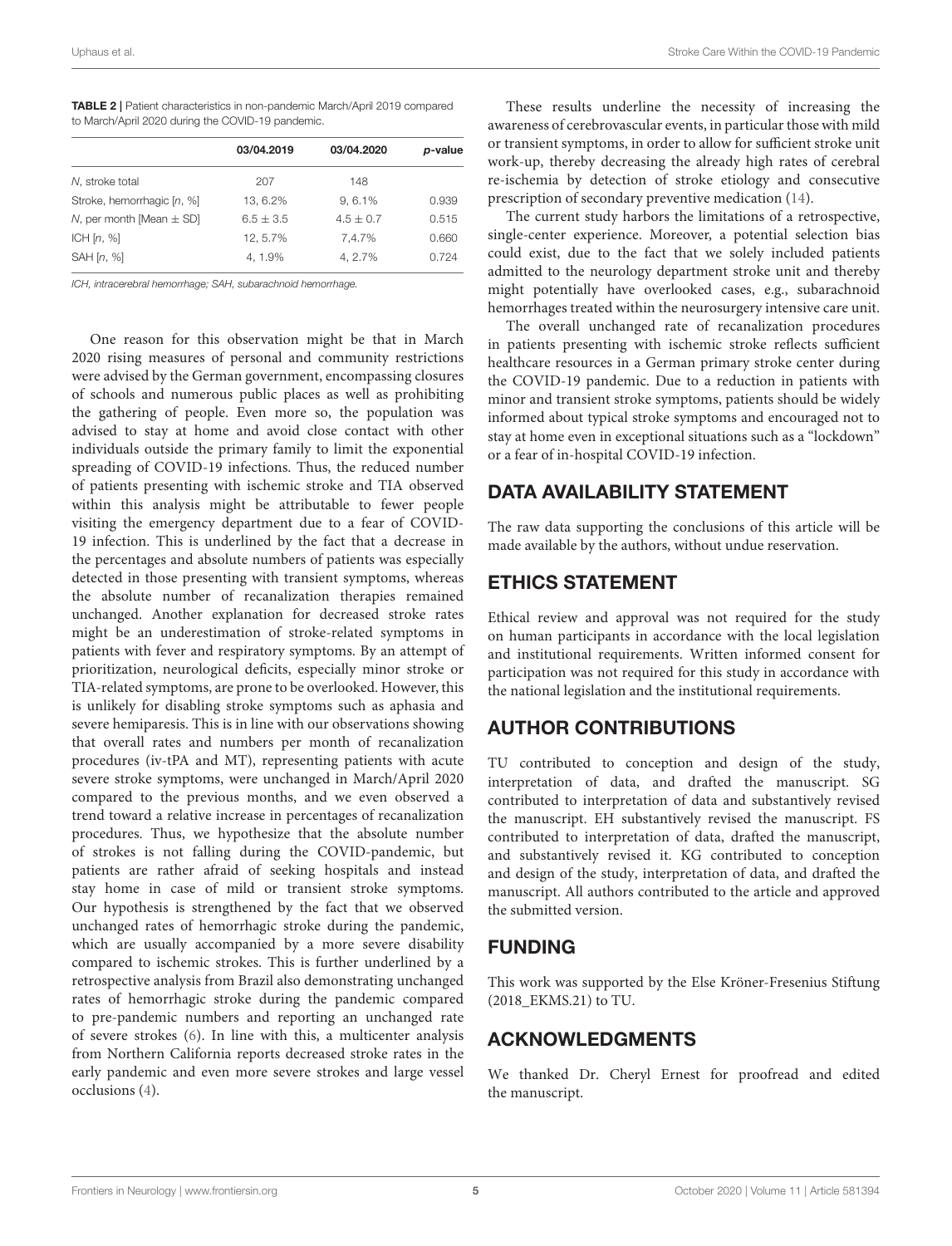**TABLE 2 |** Patient characteristics in non-pandemic March/April 2019 compared to March/April 2020 during the COVID-19 pandemic.

| | 03/04.2019 | 03/04.2020 | *p*-value |
|---|---|---|---|
| *N*, stroke total | 207 | 148 | |
| Stroke, hemorrhagic [*n*, %] | 13, 6.2% | 9, 6.1% | 0.939 |
| *N*, per month [Mean ± SD] | 6.5 ± 3.5 | 4.5 ± 0.7 | 0.515 |
| ICH [*n*, %] | 12, 5.7% | 7,4.7% | 0.660 |
| SAH [*n*, %] | 4, 1.9% | 4, 2.7% | 0.724 |

*ICH, intracerebral hemorrhage; SAH, subarachnoid hemorrhage.*

One reason for this observation might be that in March 2020 rising measures of personal and community restrictions were advised by the German government, encompassing closures of schools and numerous public places as well as prohibiting the gathering of people. Even more so, the population was advised to stay at home and avoid close contact with other individuals outside the primary family to limit the exponential spreading of COVID-19 infections. Thus, the reduced number of patients presenting with ischemic stroke and TIA observed within this analysis might be attributable to fewer people visiting the emergency department due to a fear of COVID-19 infection. This is underlined by the fact that a decrease in the percentages and absolute numbers of patients was especially detected in those presenting with transient symptoms, whereas the absolute number of recanalization therapies remained unchanged. Another explanation for decreased stroke rates might be an underestimation of stroke-related symptoms in patients with fever and respiratory symptoms. By an attempt of prioritization, neurological deficits, especially minor stroke or TIA-related symptoms, are prone to be overlooked. However, this is unlikely for disabling stroke symptoms such as aphasia and severe hemiparesis. This is in line with our observations showing that overall rates and numbers per month of recanalization procedures (iv-tPA and MT), representing patients with acute severe stroke symptoms, were unchanged in March/April 2020 compared to the previous months, and we even observed a trend toward a relative increase in percentages of recanalization procedures. Thus, we hypothesize that the absolute number of strokes is not falling during the COVID-pandemic, but patients are rather afraid of seeking hospitals and instead stay home in case of mild or transient stroke symptoms. Our hypothesis is strengthened by the fact that we observed unchanged rates of hemorrhagic stroke during the pandemic, which are usually accompanied by a more severe disability compared to ischemic strokes. This is further underlined by a retrospective analysis from Brazil also demonstrating unchanged rates of hemorrhagic stroke during the pandemic compared to pre-pandemic numbers and reporting an unchanged rate of severe strokes (6). In line with this, a multicenter analysis from Northern California reports decreased stroke rates in the early pandemic and even more severe strokes and large vessel occlusions (4).

These results underline the necessity of increasing the awareness of cerebrovascular events, in particular those with mild or transient symptoms, in order to allow for sufficient stroke unit work-up, thereby decreasing the already high rates of cerebral re-ischemia by detection of stroke etiology and consecutive prescription of secondary preventive medication (14).

The current study harbors the limitations of a retrospective, single-center experience. Moreover, a potential selection bias could exist, due to the fact that we solely included patients admitted to the neurology department stroke unit and thereby might potentially have overlooked cases, e.g., subarachnoid hemorrhages treated within the neurosurgery intensive care unit.

The overall unchanged rate of recanalization procedures in patients presenting with ischemic stroke reflects sufficient healthcare resources in a German primary stroke center during the COVID-19 pandemic. Due to a reduction in patients with minor and transient stroke symptoms, patients should be widely informed about typical stroke symptoms and encouraged not to stay at home even in exceptional situations such as a "lockdown" or a fear of in-hospital COVID-19 infection.

## DATA AVAILABILITY STATEMENT

The raw data supporting the conclusions of this article will be made available by the authors, without undue reservation.

## ETHICS STATEMENT

Ethical review and approval was not required for the study on human participants in accordance with the local legislation and institutional requirements. Written informed consent for participation was not required for this study in accordance with the national legislation and the institutional requirements.

## AUTHOR CONTRIBUTIONS

TU contributed to conception and design of the study, interpretation of data, and drafted the manuscript. SG contributed to interpretation of data and substantively revised the manuscript. EH substantively revised the manuscript. FS contributed to interpretation of data, drafted the manuscript, and substantively revised it. KG contributed to conception and design of the study, interpretation of data, and drafted the manuscript. All authors contributed to the article and approved the submitted version.

## FUNDING

This work was supported by the Else Kröner-Fresenius Stiftung (2018_EKMS.21) to TU.

## ACKNOWLEDGMENTS

We thanked Dr. Cheryl Ernest for proofread and edited the manuscript.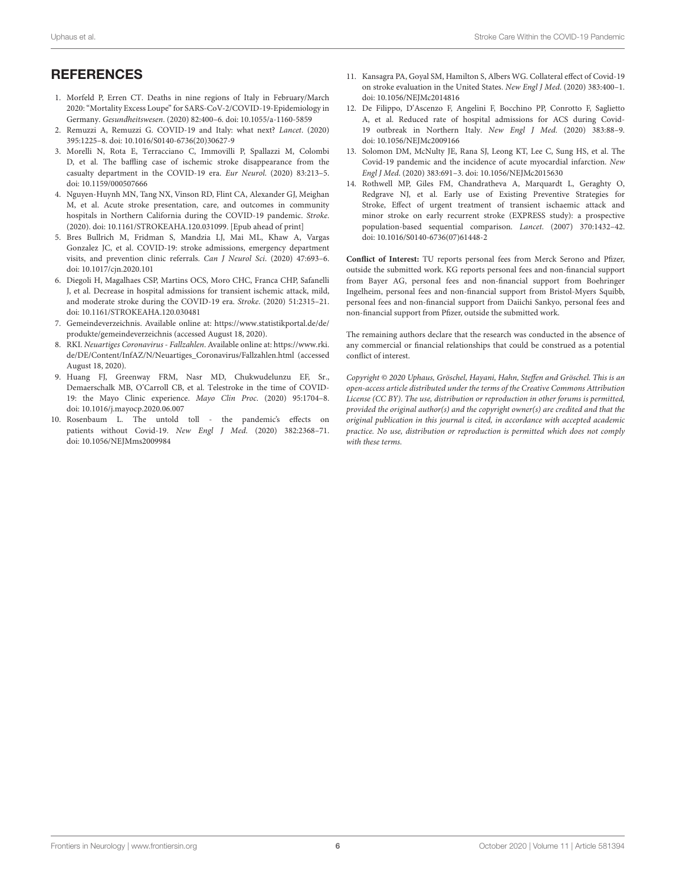## REFERENCES

1. Morfeld P, Erren CT. Deaths in nine regions of Italy in February/March 2020: "Mortality Excess Loupe" for SARS-CoV-2/COVID-19-Epidemiology in Germany. *Gesundheitswesen*. (2020) 82:400–6. doi: 10.1055/a-1160-5859
2. Remuzzi A, Remuzzi G. COVID-19 and Italy: what next? *Lancet*. (2020) 395:1225–8. doi: 10.1016/S0140-6736(20)30627-9
3. Morelli N, Rota E, Terracciano C, Immovilli P, Spallazzi M, Colombi D, et al. The baffling case of ischemic stroke disappearance from the casualty department in the COVID-19 era. *Eur Neurol*. (2020) 83:213–5. doi: 10.1159/000507666
4. Nguyen-Huynh MN, Tang NX, Vinson RD, Flint CA, Alexander GJ, Meighan M, et al. Acute stroke presentation, care, and outcomes in community hospitals in Northern California during the COVID-19 pandemic. *Stroke*. (2020). doi: 10.1161/STROKEAHA.120.031099. [Epub ahead of print]
5. Bres Bullrich M, Fridman S, Mandzia LJ, Mai ML, Khaw A, Vargas Gonzalez JC, et al. COVID-19: stroke admissions, emergency department visits, and prevention clinic referrals. *Can J Neurol Sci*. (2020) 47:693–6. doi: 10.1017/cjn.2020.101
6. Diegoli H, Magalhaes CSP, Martins OCS, Moro CHC, Franca CHP, Safanelli J, et al. Decrease in hospital admissions for transient ischemic attack, mild, and moderate stroke during the COVID-19 era. *Stroke*. (2020) 51:2315–21. doi: 10.1161/STROKEAHA.120.030481
7. Gemeindeverzeichnis. Available online at: https://www.statistikportal.de/de/produkte/gemeindeverzeichnis (accessed August 18, 2020).
8. RKI. *Neuartiges Coronavirus - Fallzahlen*. Available online at: https://www.rki.de/DE/Content/InfAZ/N/Neuartiges_Coronavirus/Fallzahlen.html (accessed August 18, 2020).
9. Huang FJ, Greenway FRM, Nasr MD, Chukwudelunzu EF, Sr., Demaerschalk MB, O'Carroll CB, et al. Telestroke in the time of COVID-19: the Mayo Clinic experience. *Mayo Clin Proc*. (2020) 95:1704–8. doi: 10.1016/j.mayocp.2020.06.007
10. Rosenbaum L. The untold toll - the pandemic's effects on patients without Covid-19. *New Engl J Med*. (2020) 382:2368–71. doi: 10.1056/NEJMms2009984
11. Kansagra PA, Goyal SM, Hamilton S, Albers WG. Collateral effect of Covid-19 on stroke evaluation in the United States. *New Engl J Med*. (2020) 383:400–1. doi: 10.1056/NEJMc2014816
12. De Filippo, D'Ascenzo F, Angelini F, Bocchino PP, Conrotto F, Saglietto A, et al. Reduced rate of hospital admissions for ACS during Covid-19 outbreak in Northern Italy. *New Engl J Med*. (2020) 383:88–9. doi: 10.1056/NEJMc2009166
13. Solomon DM, McNulty JE, Rana SJ, Leong KT, Lee C, Sung HS, et al. The Covid-19 pandemic and the incidence of acute myocardial infarction. *New Engl J Med*. (2020) 383:691–3. doi: 10.1056/NEJMc2015630
14. Rothwell MP, Giles FM, Chandratheva A, Marquardt L, Geraghty O, Redgrave NJ, et al. Early use of Existing Preventive Strategies for Stroke, Effect of urgent treatment of transient ischaemic attack and minor stroke on early recurrent stroke (EXPRESS study): a prospective population-based sequential comparison. *Lancet*. (2007) 370:1432–42. doi: 10.1016/S0140-6736(07)61448-2

**Conflict of Interest:** TU reports personal fees from Merck Serono and Pfizer, outside the submitted work. KG reports personal fees and non-financial support from Bayer AG, personal fees and non-financial support from Boehringer Ingelheim, personal fees and non-financial support from Bristol-Myers Squibb, personal fees and non-financial support from Daiichi Sankyo, personal fees and non-financial support from Pfizer, outside the submitted work.

The remaining authors declare that the research was conducted in the absence of any commercial or financial relationships that could be construed as a potential conflict of interest.

*Copyright © 2020 Uphaus, Gröschel, Hayani, Hahn, Steffen and Gröschel. This is an open-access article distributed under the terms of the Creative Commons Attribution License (CC BY). The use, distribution or reproduction in other forums is permitted, provided the original author(s) and the copyright owner(s) are credited and that the original publication in this journal is cited, in accordance with accepted academic practice. No use, distribution or reproduction is permitted which does not comply with these terms.*